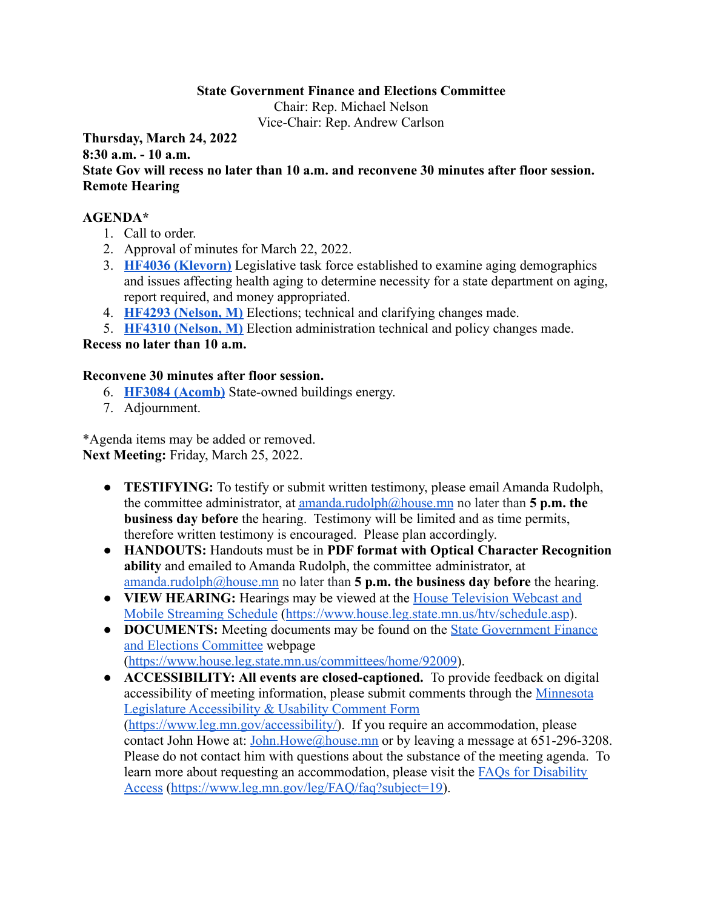**State Government Finance and Elections Committee**

Chair: Rep. Michael Nelson

Vice-Chair: Rep. Andrew Carlson

**Thursday, March 24, 2022**

**8:30 a.m. - 10 a.m.**

**State Gov will recess no later than 10 a.m. and reconvene 30 minutes after floor session.**

**Remote Hearing**

**AGENDA***

1. Call to order.
2. Approval of minutes for March 22, 2022.
3. **HF4036 (Klevorn)** Legislative task force established to examine aging demographics and issues affecting health aging to determine necessity for a state department on aging, report required, and money appropriated.
4. **HF4293 (Nelson, M)** Elections; technical and clarifying changes made.
5. **HF4310 (Nelson, M)** Election administration technical and policy changes made.

**Recess no later than 10 a.m.**

**Reconvene 30 minutes after floor session.**

6. **HF3084 (Acomb)** State-owned buildings energy.
7. Adjournment.

*Agenda items may be added or removed.

**Next Meeting:** Friday, March 25, 2022.

- **TESTIFYING:** To testify or submit written testimony, please email Amanda Rudolph, the committee administrator, at amanda.rudolph@house.mn no later than **5 p.m. the business day before** the hearing. Testimony will be limited and as time permits, therefore written testimony is encouraged. Please plan accordingly.
- **HANDOUTS:** Handouts must be in **PDF format with Optical Character Recognition ability** and emailed to Amanda Rudolph, the committee administrator, at amanda.rudolph@house.mn no later than **5 p.m. the business day before** the hearing.
- **VIEW HEARING:** Hearings may be viewed at the House Television Webcast and Mobile Streaming Schedule (https://www.house.leg.state.mn.us/htv/schedule.asp).
- **DOCUMENTS:** Meeting documents may be found on the State Government Finance and Elections Committee webpage (https://www.house.leg.state.mn.us/committees/home/92009).
- **ACCESSIBILITY: All events are closed-captioned.** To provide feedback on digital accessibility of meeting information, please submit comments through the Minnesota Legislature Accessibility & Usability Comment Form (https://www.leg.mn.gov/accessibility/). If you require an accommodation, please contact John Howe at: John.Howe@house.mn or by leaving a message at 651-296-3208. Please do not contact him with questions about the substance of the meeting agenda. To learn more about requesting an accommodation, please visit the FAQs for Disability Access (https://www.leg.mn.gov/leg/FAQ/faq?subject=19).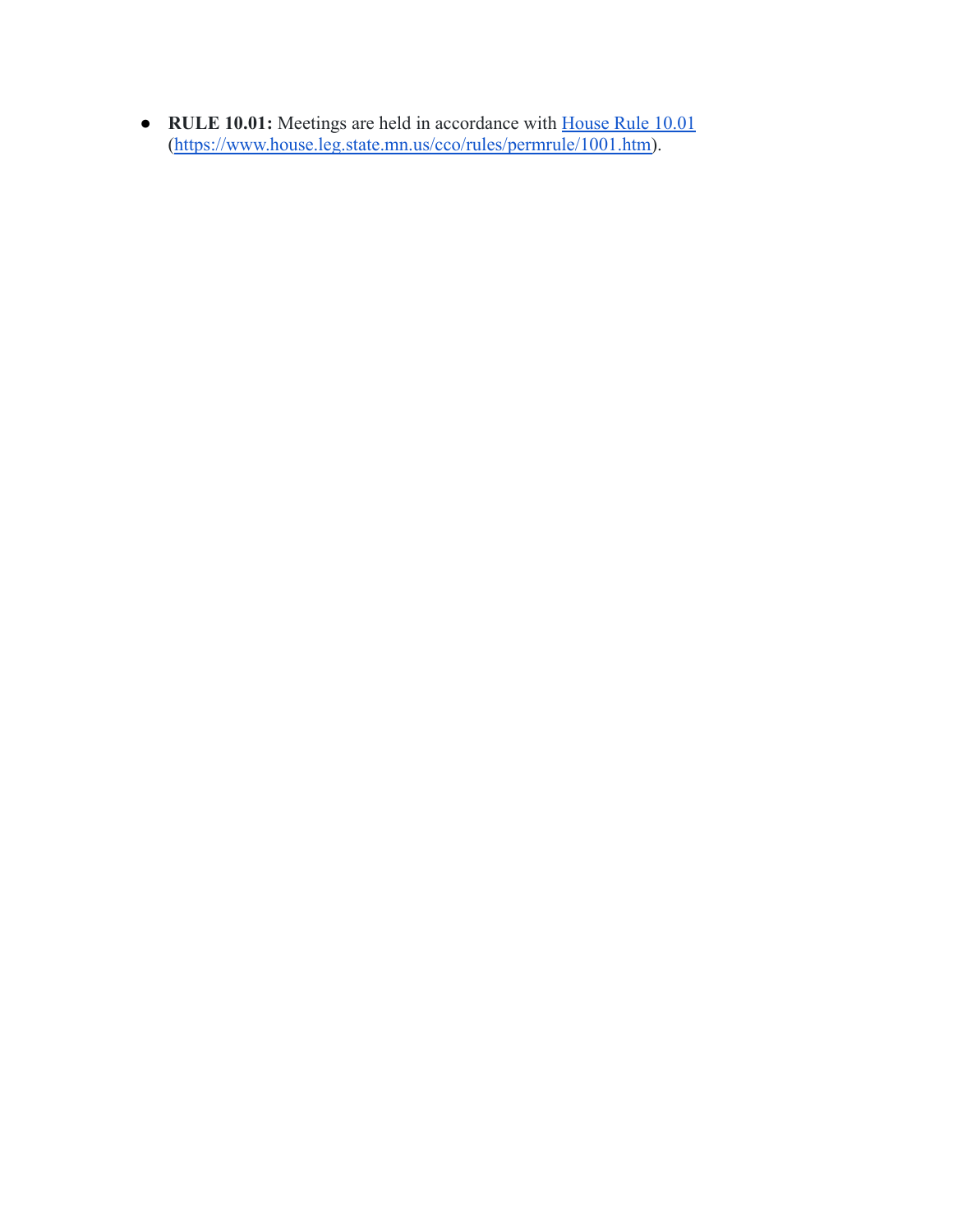- **RULE 10.01:** Meetings are held in accordance with [House Rule 10.01](https://www.house.leg.state.mn.us/cco/rules/permrule/1001.htm) (https://www.house.leg.state.mn.us/cco/rules/permrule/1001.htm).